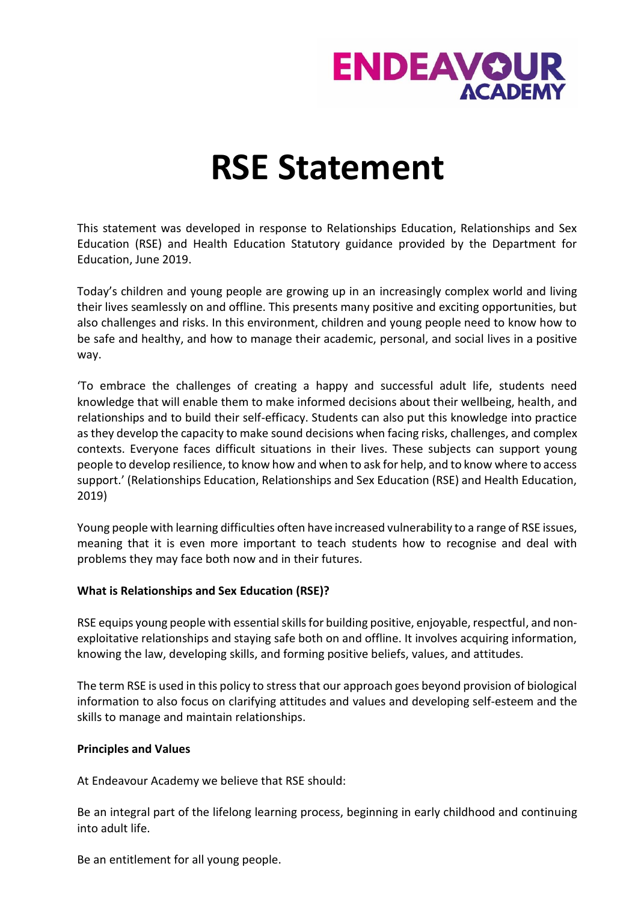ENDEAVOUR ACADEMY

# RSE Statement

This statement was developed in response to Relationships Education, Relationships and Sex Education (RSE) and Health Education Statutory guidance provided by the Department for Education, June 2019.

Today's children and young people are growing up in an increasingly complex world and living their lives seamlessly on and offline. This presents many positive and exciting opportunities, but also challenges and risks. In this environment, children and young people need to know how to be safe and healthy, and how to manage their academic, personal, and social lives in a positive way.

'To embrace the challenges of creating a happy and successful adult life, students need knowledge that will enable them to make informed decisions about their wellbeing, health, and relationships and to build their self-efficacy. Students can also put this knowledge into practice as they develop the capacity to make sound decisions when facing risks, challenges, and complex contexts. Everyone faces difficult situations in their lives. These subjects can support young people to develop resilience, to know how and when to ask for help, and to know where to access support.' (Relationships Education, Relationships and Sex Education (RSE) and Health Education, 2019)

Young people with learning difficulties often have increased vulnerability to a range of RSE issues, meaning that it is even more important to teach students how to recognise and deal with problems they may face both now and in their futures.

**What is Relationships and Sex Education (RSE)?**

RSE equips young people with essential skills for building positive, enjoyable, respectful, and non-exploitative relationships and staying safe both on and offline. It involves acquiring information, knowing the law, developing skills, and forming positive beliefs, values, and attitudes.

The term RSE is used in this policy to stress that our approach goes beyond provision of biological information to also focus on clarifying attitudes and values and developing self-esteem and the skills to manage and maintain relationships.

**Principles and Values**

At Endeavour Academy we believe that RSE should:

Be an integral part of the lifelong learning process, beginning in early childhood and continuing into adult life.

Be an entitlement for all young people.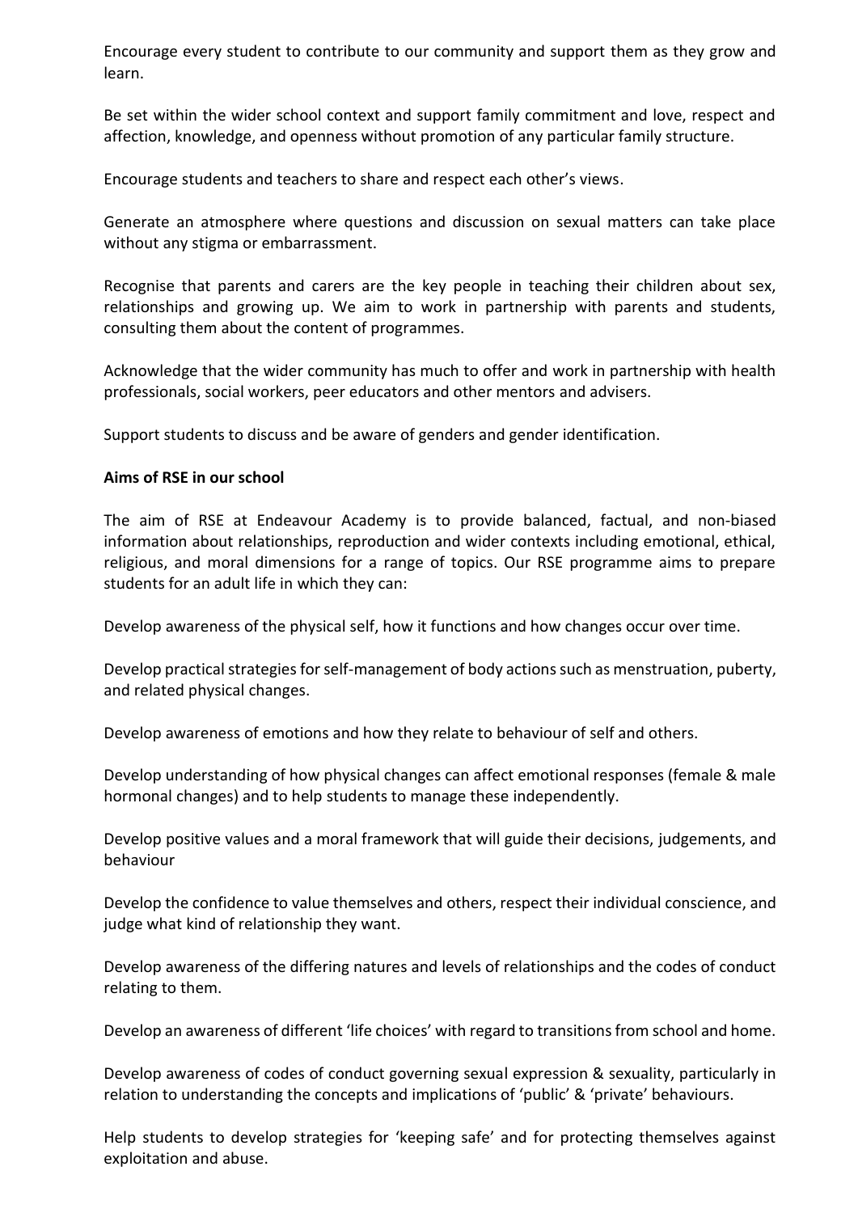Encourage every student to contribute to our community and support them as they grow and learn.

Be set within the wider school context and support family commitment and love, respect and affection, knowledge, and openness without promotion of any particular family structure.

Encourage students and teachers to share and respect each other's views.

Generate an atmosphere where questions and discussion on sexual matters can take place without any stigma or embarrassment.

Recognise that parents and carers are the key people in teaching their children about sex, relationships and growing up. We aim to work in partnership with parents and students, consulting them about the content of programmes.

Acknowledge that the wider community has much to offer and work in partnership with health professionals, social workers, peer educators and other mentors and advisers.

Support students to discuss and be aware of genders and gender identification.

**Aims of RSE in our school**

The aim of RSE at Endeavour Academy is to provide balanced, factual, and non-biased information about relationships, reproduction and wider contexts including emotional, ethical, religious, and moral dimensions for a range of topics. Our RSE programme aims to prepare students for an adult life in which they can:

Develop awareness of the physical self, how it functions and how changes occur over time.

Develop practical strategies for self-management of body actions such as menstruation, puberty, and related physical changes.

Develop awareness of emotions and how they relate to behaviour of self and others.

Develop understanding of how physical changes can affect emotional responses (female & male hormonal changes) and to help students to manage these independently.

Develop positive values and a moral framework that will guide their decisions, judgements, and behaviour

Develop the confidence to value themselves and others, respect their individual conscience, and judge what kind of relationship they want.

Develop awareness of the differing natures and levels of relationships and the codes of conduct relating to them.

Develop an awareness of different 'life choices' with regard to transitions from school and home.

Develop awareness of codes of conduct governing sexual expression & sexuality, particularly in relation to understanding the concepts and implications of 'public' & 'private' behaviours.

Help students to develop strategies for 'keeping safe' and for protecting themselves against exploitation and abuse.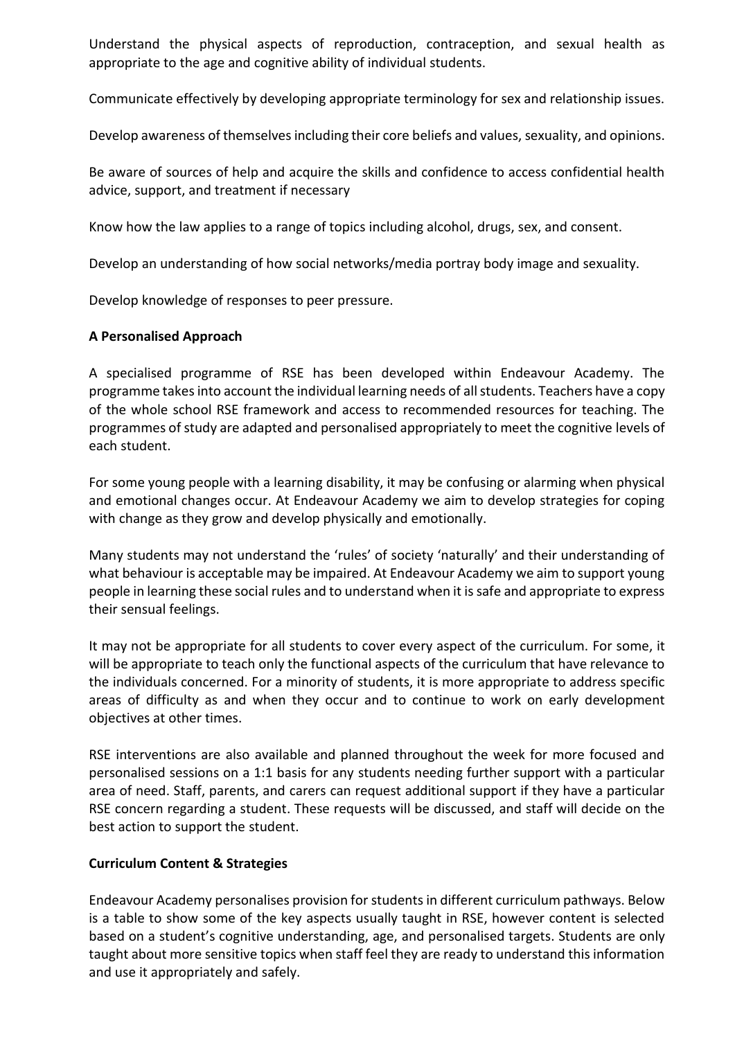Understand the physical aspects of reproduction, contraception, and sexual health as appropriate to the age and cognitive ability of individual students.

Communicate effectively by developing appropriate terminology for sex and relationship issues.

Develop awareness of themselves including their core beliefs and values, sexuality, and opinions.

Be aware of sources of help and acquire the skills and confidence to access confidential health advice, support, and treatment if necessary

Know how the law applies to a range of topics including alcohol, drugs, sex, and consent.

Develop an understanding of how social networks/media portray body image and sexuality.

Develop knowledge of responses to peer pressure.

**A Personalised Approach**

A specialised programme of RSE has been developed within Endeavour Academy. The programme takes into account the individual learning needs of all students. Teachers have a copy of the whole school RSE framework and access to recommended resources for teaching. The programmes of study are adapted and personalised appropriately to meet the cognitive levels of each student.

For some young people with a learning disability, it may be confusing or alarming when physical and emotional changes occur. At Endeavour Academy we aim to develop strategies for coping with change as they grow and develop physically and emotionally.

Many students may not understand the 'rules' of society 'naturally' and their understanding of what behaviour is acceptable may be impaired. At Endeavour Academy we aim to support young people in learning these social rules and to understand when it is safe and appropriate to express their sensual feelings.

It may not be appropriate for all students to cover every aspect of the curriculum. For some, it will be appropriate to teach only the functional aspects of the curriculum that have relevance to the individuals concerned. For a minority of students, it is more appropriate to address specific areas of difficulty as and when they occur and to continue to work on early development objectives at other times.

RSE interventions are also available and planned throughout the week for more focused and personalised sessions on a 1:1 basis for any students needing further support with a particular area of need. Staff, parents, and carers can request additional support if they have a particular RSE concern regarding a student. These requests will be discussed, and staff will decide on the best action to support the student.

**Curriculum Content & Strategies**

Endeavour Academy personalises provision for students in different curriculum pathways. Below is a table to show some of the key aspects usually taught in RSE, however content is selected based on a student's cognitive understanding, age, and personalised targets. Students are only taught about more sensitive topics when staff feel they are ready to understand this information and use it appropriately and safely.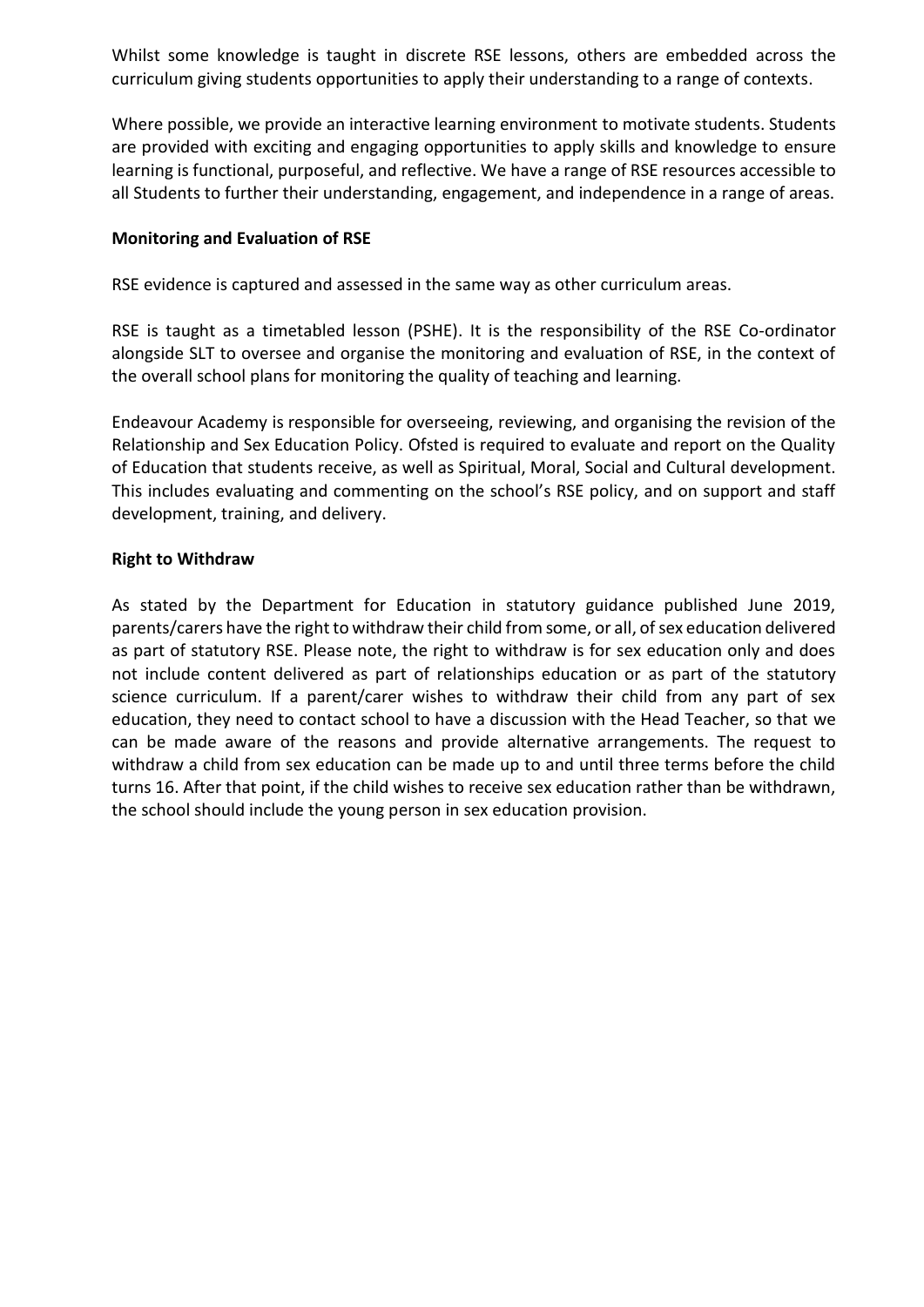Whilst some knowledge is taught in discrete RSE lessons, others are embedded across the curriculum giving students opportunities to apply their understanding to a range of contexts.

Where possible, we provide an interactive learning environment to motivate students. Students are provided with exciting and engaging opportunities to apply skills and knowledge to ensure learning is functional, purposeful, and reflective. We have a range of RSE resources accessible to all Students to further their understanding, engagement, and independence in a range of areas.

**Monitoring and Evaluation of RSE**

RSE evidence is captured and assessed in the same way as other curriculum areas.

RSE is taught as a timetabled lesson (PSHE). It is the responsibility of the RSE Co-ordinator alongside SLT to oversee and organise the monitoring and evaluation of RSE, in the context of the overall school plans for monitoring the quality of teaching and learning.

Endeavour Academy is responsible for overseeing, reviewing, and organising the revision of the Relationship and Sex Education Policy. Ofsted is required to evaluate and report on the Quality of Education that students receive, as well as Spiritual, Moral, Social and Cultural development. This includes evaluating and commenting on the school's RSE policy, and on support and staff development, training, and delivery.

**Right to Withdraw**

As stated by the Department for Education in statutory guidance published June 2019, parents/carers have the right to withdraw their child from some, or all, of sex education delivered as part of statutory RSE. Please note, the right to withdraw is for sex education only and does not include content delivered as part of relationships education or as part of the statutory science curriculum. If a parent/carer wishes to withdraw their child from any part of sex education, they need to contact school to have a discussion with the Head Teacher, so that we can be made aware of the reasons and provide alternative arrangements. The request to withdraw a child from sex education can be made up to and until three terms before the child turns 16. After that point, if the child wishes to receive sex education rather than be withdrawn, the school should include the young person in sex education provision.